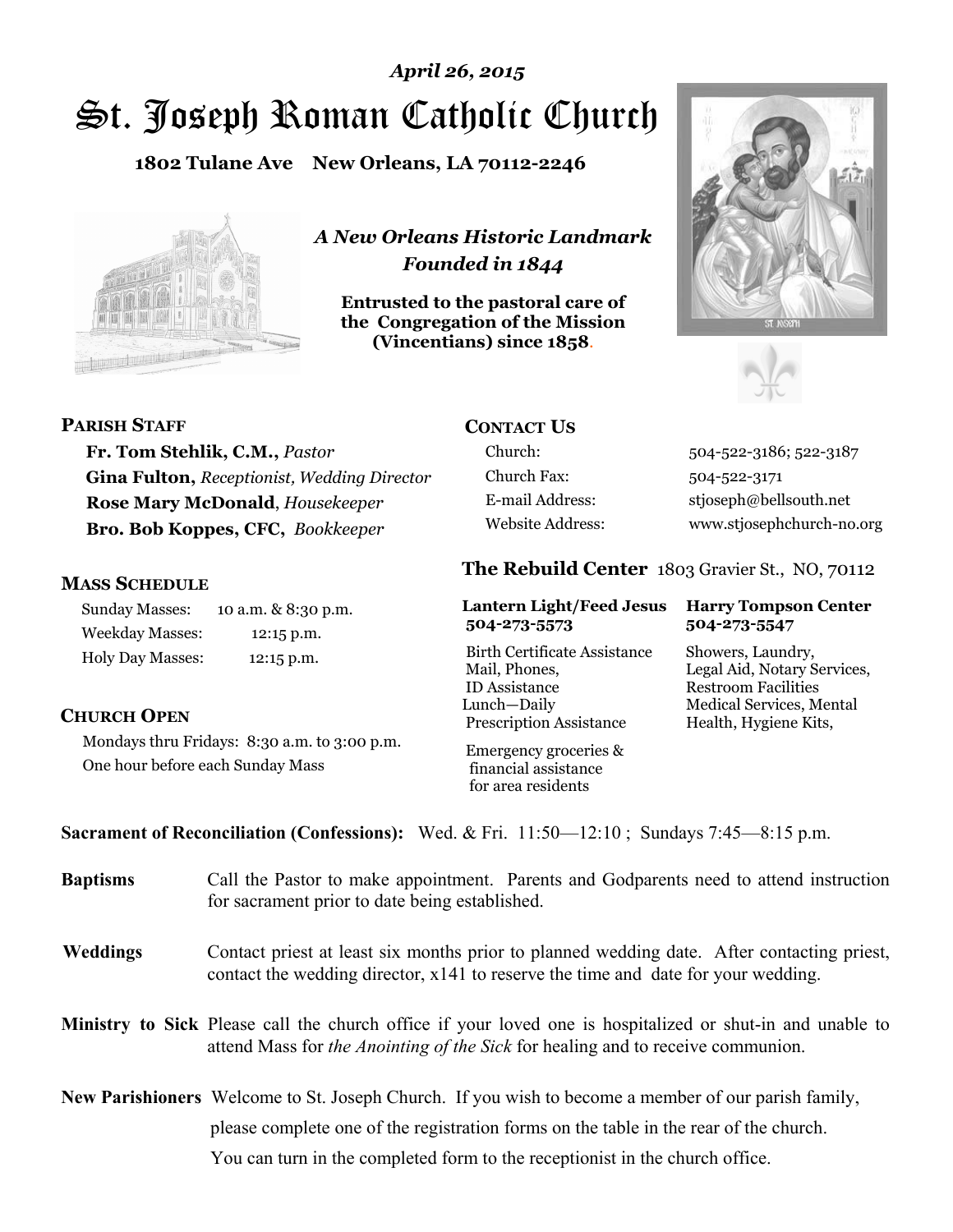*April 26, 2015*

# St. Joseph Roman Catholic Church

**1802 Tulane Ave New Orleans, LA 70112-2246**

***A New Orleans Historic Landmark***
***Founded in 1844***

**Entrusted to the pastoral care of the Congregation of the Mission (Vincentians) since 1858.**

## PARISH STAFF

**Fr. Tom Stehlik, C.M.,** *Pastor*
**Gina Fulton,** *Receptionist, Wedding Director*
**Rose Mary McDonald**, *Housekeeper*
**Bro. Bob Koppes, CFC,** *Bookkeeper*

## MASS SCHEDULE

| | |
|---|---|
| Sunday Masses: | 10 a.m. & 8:30 p.m. |
| Weekday Masses: | 12:15 p.m. |
| Holy Day Masses: | 12:15 p.m. |

## CHURCH OPEN

Mondays thru Fridays: 8:30 a.m. to 3:00 p.m.
One hour before each Sunday Mass

## CONTACT US

| | |
|---|---|
| Church: | 504-522-3186; 522-3187 |
| Church Fax: | 504-522-3171 |
| E-mail Address: | stjoseph@bellsouth.net |
| Website Address: | www.stjosephchurch-no.org |

## The Rebuild Center 1803 Gravier St., NO, 70112

**Lantern Light/Feed Jesus 504-273-5573**

Birth Certificate Assistance
Mail, Phones,
ID Assistance
Lunch—Daily
Prescription Assistance

Emergency groceries & financial assistance for area residents

**Harry Tompson Center 504-273-5547**

Showers, Laundry,
Legal Aid, Notary Services,
Restroom Facilities
Medical Services, Mental Health, Hygiene Kits,

**Sacrament of Reconciliation (Confessions):** Wed. & Fri. 11:50—12:10 ; Sundays 7:45—8:15 p.m.

**Baptisms** Call the Pastor to make appointment. Parents and Godparents need to attend instruction for sacrament prior to date being established.

**Weddings** Contact priest at least six months prior to planned wedding date. After contacting priest, contact the wedding director, x141 to reserve the time and date for your wedding.

**Ministry to Sick** Please call the church office if your loved one is hospitalized or shut-in and unable to attend Mass for *the Anointing of the Sick* for healing and to receive communion.

**New Parishioners** Welcome to St. Joseph Church. If you wish to become a member of our parish family, please complete one of the registration forms on the table in the rear of the church. You can turn in the completed form to the receptionist in the church office.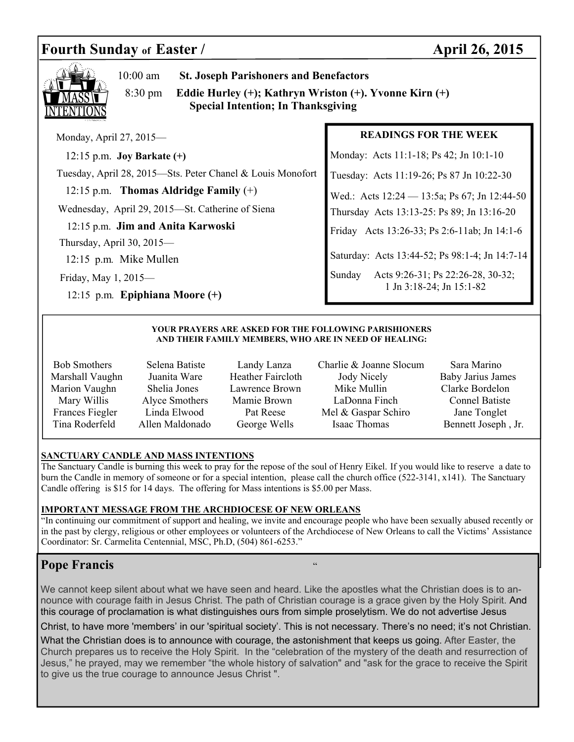# Fourth Sunday of Easter / April 26, 2015

## Mass Intentions

10:00 am **St. Joseph Parishoners and Benefactors**

8:30 pm **Eddie Hurley (+); Kathryn Wriston (+). Yvonne Kirn (+) Special Intention; In Thanksgiving**

Monday, April 27, 2015—

12:15 p.m. **Joy Barkate (+)**

Tuesday, April 28, 2015—Sts. Peter Chanel & Louis Monofort

12:15 p.m. **Thomas Aldridge Family** (+)

Wednesday, April 29, 2015—St. Catherine of Siena

12:15 p.m. **Jim and Anita Karwoski**

Thursday, April 30, 2015—

12:15 p.m. Mike Mullen

Friday, May 1, 2015—

12:15 p.m. **Epiphiana Moore (+)**

### READINGS FOR THE WEEK

Monday: Acts 11:1-18; Ps 42; Jn 10:1-10

Tuesday: Acts 11:19-26; Ps 87 Jn 10:22-30

Wed.: Acts 12:24 — 13:5a; Ps 67; Jn 12:44-50

Thursday Acts 13:13-25: Ps 89; Jn 13:16-20

Friday Acts 13:26-33; Ps 2:6-11ab; Jn 14:1-6

Saturday: Acts 13:44-52; Ps 98:1-4; Jn 14:7-14

Sunday Acts 9:26-31; Ps 22:26-28, 30-32; 1 Jn 3:18-24; Jn 15:1-82

**YOUR PRAYERS ARE ASKED FOR THE FOLLOWING PARISHIONERS AND THEIR FAMILY MEMBERS, WHO ARE IN NEED OF HEALING:**

| | | | | |
|---|---|---|---|---|
| Bob Smothers | Selena Batiste | Landy Lanza | Charlie & Joanne Slocum | Sara Marino |
| Marshall Vaughn | Juanita Ware | Heather Faircloth | Jody Nicely | Baby Jarius James |
| Marion Vaughn | Shelia Jones | Lawrence Brown | Mike Mullin | Clarke Bordelon |
| Mary Willis | Alyce Smothers | Mamie Brown | LaDonna Finch | Connel Batiste |
| Frances Fiegler | Linda Elwood | Pat Reese | Mel & Gaspar Schiro | Jane Tonglet |
| Tina Roderfeld | Allen Maldonado | George Wells | Isaac Thomas | Bennett Joseph , Jr. |

**SANCTUARY CANDLE AND MASS INTENTIONS**

The Sanctuary Candle is burning this week to pray for the repose of the soul of Henry Eikel. If you would like to reserve a date to burn the Candle in memory of someone or for a special intention, please call the church office (522-3141, x141). The Sanctuary Candle offering is $15 for 14 days. The offering for Mass intentions is $5.00 per Mass.

**IMPORTANT MESSAGE FROM THE ARCHDIOCESE OF NEW ORLEANS**

"In continuing our commitment of support and healing, we invite and encourage people who have been sexually abused recently or in the past by clergy, religious or other employees or volunteers of the Archdiocese of New Orleans to call the Victims' Assistance Coordinator: Sr. Carmelita Centennial, MSC, Ph.D, (504) 861-6253."

## Pope Francis

"

We cannot keep silent about what we have seen and heard. Like the apostles what the Christian does is to announce with courage faith in Jesus Christ. The path of Christian courage is a grace given by the Holy Spirit. And this courage of proclamation is what distinguishes ours from simple proselytism. We do not advertise Jesus Christ, to have more 'members' in our 'spiritual society'. This is not necessary. There's no need; it's not Christian. What the Christian does is to announce with courage, the astonishment that keeps us going. After Easter, the Church prepares us to receive the Holy Spirit. In the "celebration of the mystery of the death and resurrection of Jesus," he prayed, may we remember "the whole history of salvation" and "ask for the grace to receive the Spirit to give us the true courage to announce Jesus Christ ".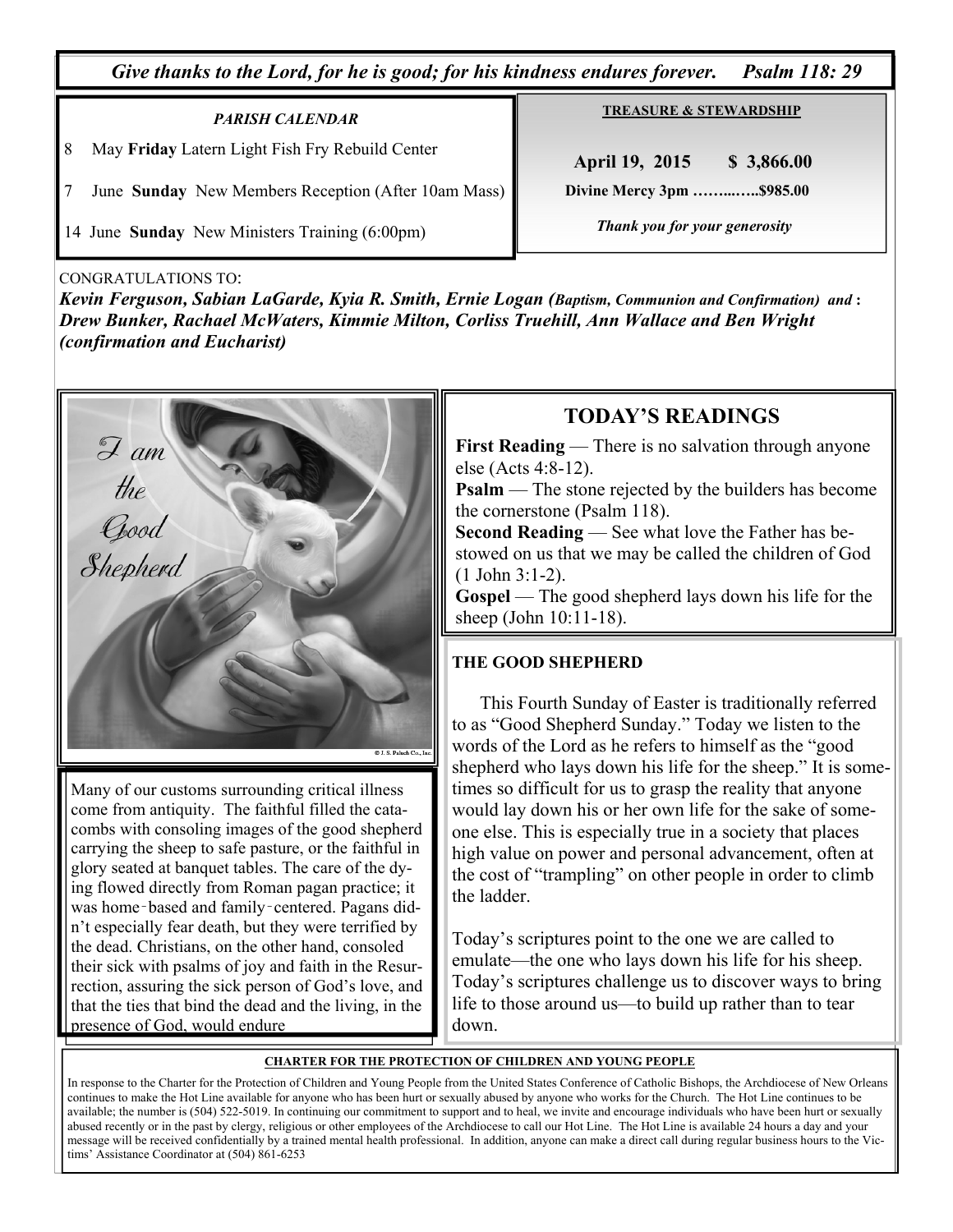*Give thanks to the Lord, for he is good; for his kindness endures forever. Psalm 118: 29*

### *PARISH CALENDAR*

8 May **Friday** Latern Light Fish Fry Rebuild Center

7 June **Sunday** New Members Reception (After 10am Mass)

14 June **Sunday** New Ministers Training (6:00pm)

### TREASURE & STEWARDSHIP

**April 19, 2015 $ 3,866.00**

**Divine Mercy 3pm ……..…..$985.00**

***Thank you for your generosity***

CONGRATULATIONS TO:

***Kevin Ferguson, Sabian LaGarde, Kyia R. Smith, Ernie Logan (Baptism, Communion and Confirmation) and : Drew Bunker, Rachael McWaters, Kimmie Milton, Corliss Truehill, Ann Wallace and Ben Wright (confirmation and Eucharist)***

I am the Good Shepherd

© J. S. Paluch Co., Inc.

Many of our customs surrounding critical illness come from antiquity. The faithful filled the catacombs with consoling images of the good shepherd carrying the sheep to safe pasture, or the faithful in glory seated at banquet tables. The care of the dying flowed directly from Roman pagan practice; it was home‑based and family‑centered. Pagans didn't especially fear death, but they were terrified by the dead. Christians, on the other hand, consoled their sick with psalms of joy and faith in the Resurrection, assuring the sick person of God's love, and that the ties that bind the dead and the living, in the presence of God, would endure

## TODAY'S READINGS

**First Reading** — There is no salvation through anyone else (Acts 4:8-12).
**Psalm** — The stone rejected by the builders has become the cornerstone (Psalm 118).
**Second Reading** — See what love the Father has bestowed on us that we may be called the children of God (1 John 3:1-2).
**Gospel** — The good shepherd lays down his life for the sheep (John 10:11-18).

### THE GOOD SHEPHERD

This Fourth Sunday of Easter is traditionally referred to as "Good Shepherd Sunday." Today we listen to the words of the Lord as he refers to himself as the "good shepherd who lays down his life for the sheep." It is sometimes so difficult for us to grasp the reality that anyone would lay down his or her own life for the sake of someone else. This is especially true in a society that places high value on power and personal advancement, often at the cost of "trampling" on other people in order to climb the ladder.

Today's scriptures point to the one we are called to emulate—the one who lays down his life for his sheep. Today's scriptures challenge us to discover ways to bring life to those around us—to build up rather than to tear down.

### CHARTER FOR THE PROTECTION OF CHILDREN AND YOUNG PEOPLE

In response to the Charter for the Protection of Children and Young People from the United States Conference of Catholic Bishops, the Archdiocese of New Orleans continues to make the Hot Line available for anyone who has been hurt or sexually abused by anyone who works for the Church. The Hot Line continues to be available; the number is (504) 522-5019. In continuing our commitment to support and to heal, we invite and encourage individuals who have been hurt or sexually abused recently or in the past by clergy, religious or other employees of the Archdiocese to call our Hot Line. The Hot Line is available 24 hours a day and your message will be received confidentially by a trained mental health professional. In addition, anyone can make a direct call during regular business hours to the Victims' Assistance Coordinator at (504) 861-6253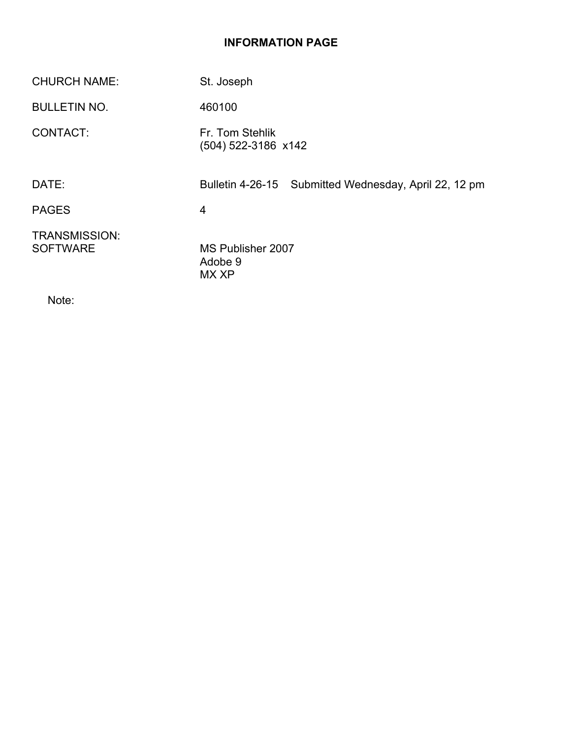# INFORMATION PAGE

| | |
|---|---|
| CHURCH NAME: | St. Joseph |
| BULLETIN NO. | 460100 |
| CONTACT: | Fr. Tom Stehlik<br>(504) 522-3186 x142 |
| DATE: | Bulletin 4-26-15 Submitted Wednesday, April 22, 12 pm |
| PAGES | 4 |
| TRANSMISSION:<br>SOFTWARE | MS Publisher 2007<br>Adobe 9<br>MX XP |

Note: